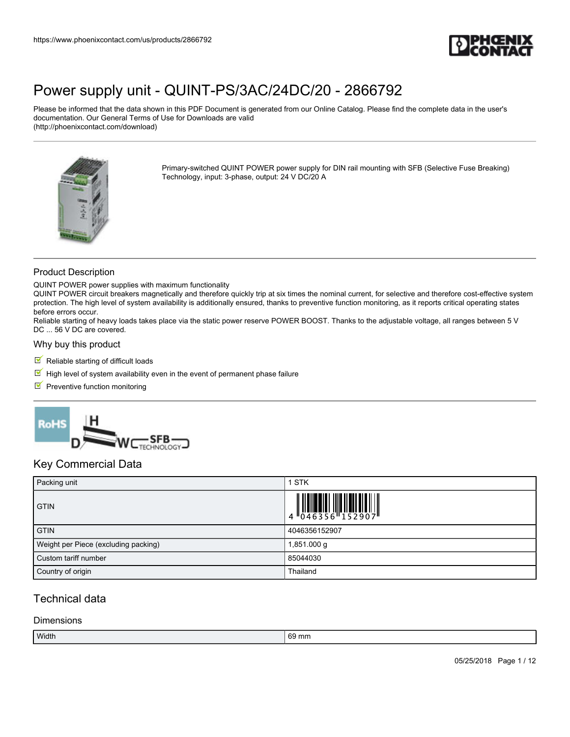# Power supply unit - QUINT-PS/3AC/24DC/20 - 2866792

Please be informed that the data shown in this PDF Document is generated from our Online Catalog. Please find the complete data in the user's documentation. Our General Terms of Use for Downloads are valid (http://phoenixcontact.com/download)

Primary-switched QUINT POWER power supply for DIN rail mounting with SFB (Selective Fuse Breaking) Technology, input: 3-phase, output: 24 V DC/20 A

## Product Description

QUINT POWER power supplies with maximum functionality
QUINT POWER circuit breakers magnetically and therefore quickly trip at six times the nominal current, for selective and therefore cost-effective system protection. The high level of system availability is additionally ensured, thanks to preventive function monitoring, as it reports critical operating states before errors occur.
Reliable starting of heavy loads takes place via the static power reserve POWER BOOST. Thanks to the adjustable voltage, all ranges between 5 V DC ... 56 V DC are covered.

## Why buy this product

- Reliable starting of difficult loads
- High level of system availability even in the event of permanent phase failure
- Preventive function monitoring

## Key Commercial Data

| Packing unit | 1 STK |
|---|---|
| GTIN | 4 046356 152907 |
| GTIN | 4046356152907 |
| Weight per Piece (excluding packing) | 1,851.000 g |
| Custom tariff number | 85044030 |
| Country of origin | Thailand |

## Technical data

### Dimensions

| Width | 69 mm |
|---|---|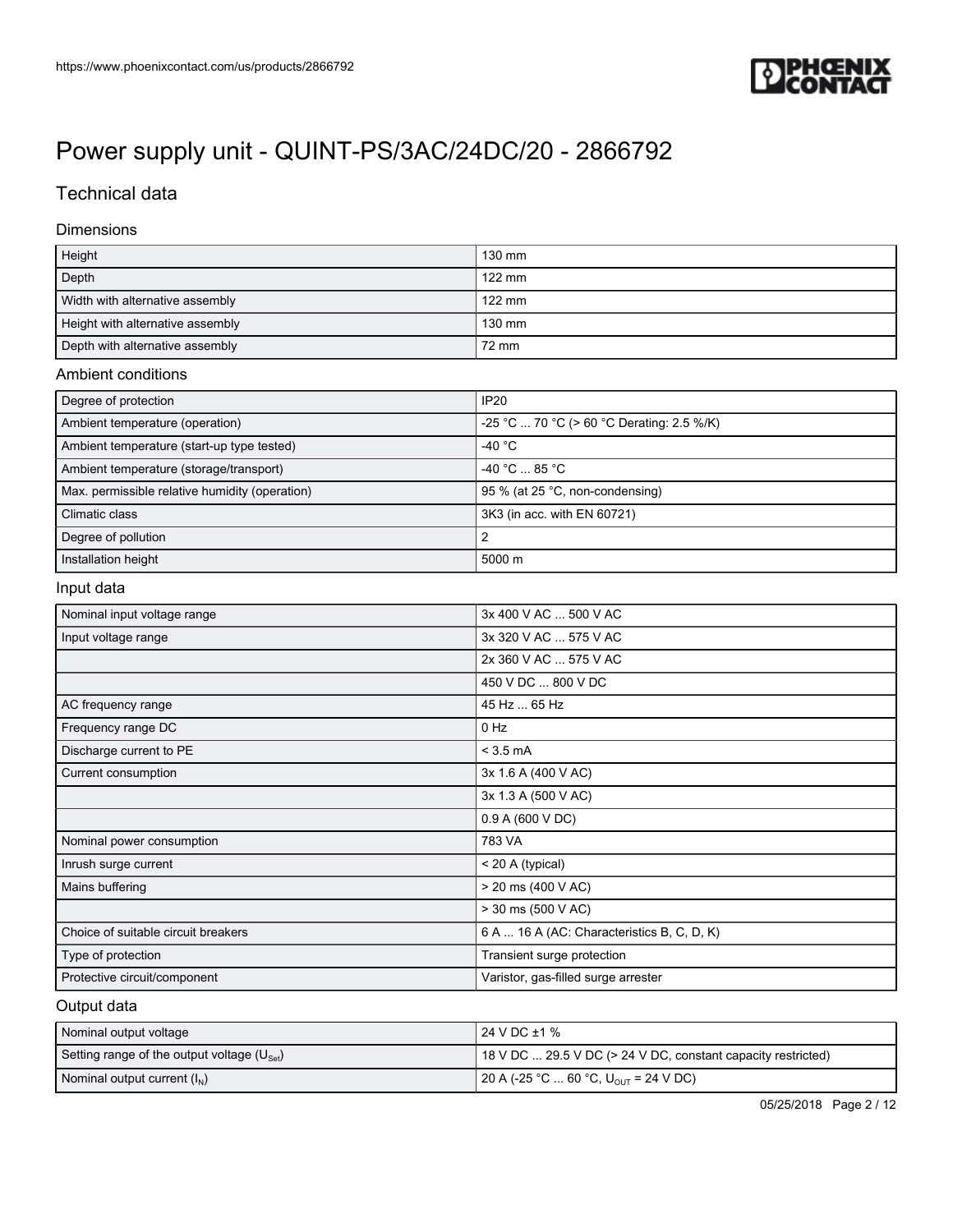# Power supply unit - QUINT-PS/3AC/24DC/20 - 2866792

## Technical data

### Dimensions

| | |
|---|---|
| Height | 130 mm |
| Depth | 122 mm |
| Width with alternative assembly | 122 mm |
| Height with alternative assembly | 130 mm |
| Depth with alternative assembly | 72 mm |

### Ambient conditions

| | |
|---|---|
| Degree of protection | IP20 |
| Ambient temperature (operation) | -25 °C ... 70 °C (> 60 °C Derating: 2.5 %/K) |
| Ambient temperature (start-up type tested) | -40 °C |
| Ambient temperature (storage/transport) | -40 °C ... 85 °C |
| Max. permissible relative humidity (operation) | 95 % (at 25 °C, non-condensing) |
| Climatic class | 3K3 (in acc. with EN 60721) |
| Degree of pollution | 2 |
| Installation height | 5000 m |

### Input data

| | |
|---|---|
| Nominal input voltage range | 3x 400 V AC ... 500 V AC |
| Input voltage range | 3x 320 V AC ... 575 V AC |
| | 2x 360 V AC ... 575 V AC |
| | 450 V DC ... 800 V DC |
| AC frequency range | 45 Hz ... 65 Hz |
| Frequency range DC | 0 Hz |
| Discharge current to PE | < 3.5 mA |
| Current consumption | 3x 1.6 A (400 V AC) |
| | 3x 1.3 A (500 V AC) |
| | 0.9 A (600 V DC) |
| Nominal power consumption | 783 VA |
| Inrush surge current | < 20 A (typical) |
| Mains buffering | > 20 ms (400 V AC) |
| | > 30 ms (500 V AC) |
| Choice of suitable circuit breakers | 6 A ... 16 A (AC: Characteristics B, C, D, K) |
| Type of protection | Transient surge protection |
| Protective circuit/component | Varistor, gas-filled surge arrester |

### Output data

| | |
|---|---|
| Nominal output voltage | 24 V DC ±1 % |
| Setting range of the output voltage ($U_{Set}$) | 18 V DC ... 29.5 V DC (> 24 V DC, constant capacity restricted) |
| Nominal output current ($I_N$) | 20 A (-25 °C ... 60 °C, $U_{OUT}$ = 24 V DC) |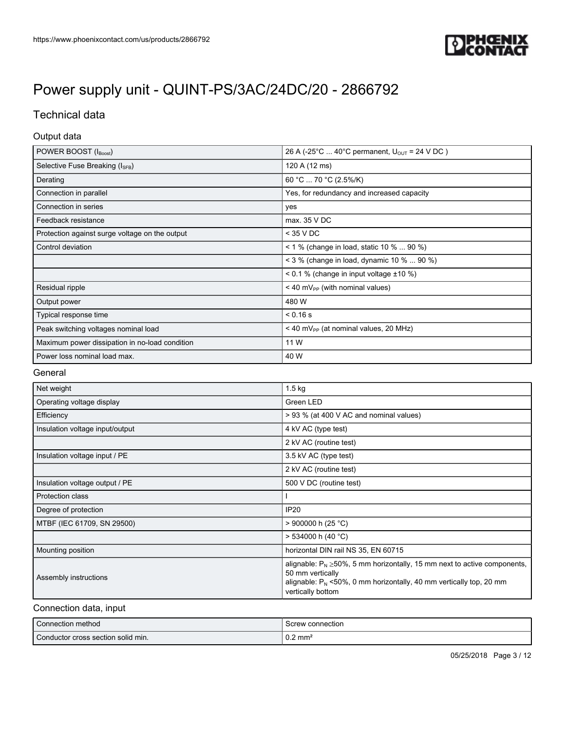# Power supply unit - QUINT-PS/3AC/24DC/20 - 2866792

## Technical data

### Output data

| | |
|---|---|
| POWER BOOST ($I_{Boost}$) | 26 A (-25°C ... 40°C permanent, $U_{OUT}$ = 24 V DC ) |
| Selective Fuse Breaking ($I_{SFB}$) | 120 A (12 ms) |
| Derating | 60 °C ... 70 °C (2.5%/K) |
| Connection in parallel | Yes, for redundancy and increased capacity |
| Connection in series | yes |
| Feedback resistance | max. 35 V DC |
| Protection against surge voltage on the output | < 35 V DC |
| Control deviation | < 1 % (change in load, static 10 % ... 90 %) |
| | < 3 % (change in load, dynamic 10 % ... 90 %) |
| | < 0.1 % (change in input voltage ±10 %) |
| Residual ripple | < 40 $mV_{PP}$ (with nominal values) |
| Output power | 480 W |
| Typical response time | < 0.16 s |
| Peak switching voltages nominal load | < 40 $mV_{PP}$ (at nominal values, 20 MHz) |
| Maximum power dissipation in no-load condition | 11 W |
| Power loss nominal load max. | 40 W |

### General

| | |
|---|---|
| Net weight | 1.5 kg |
| Operating voltage display | Green LED |
| Efficiency | > 93 % (at 400 V AC and nominal values) |
| Insulation voltage input/output | 4 kV AC (type test) |
| | 2 kV AC (routine test) |
| Insulation voltage input / PE | 3.5 kV AC (type test) |
| | 2 kV AC (routine test) |
| Insulation voltage output / PE | 500 V DC (routine test) |
| Protection class | I |
| Degree of protection | IP20 |
| MTBF (IEC 61709, SN 29500) | > 900000 h (25 °C) |
| | > 534000 h (40 °C) |
| Mounting position | horizontal DIN rail NS 35, EN 60715 |
| Assembly instructions | alignable: $P_N$ ≥50%, 5 mm horizontally, 15 mm next to active components, 50 mm vertically<br>alignable: $P_N$ <50%, 0 mm horizontally, 40 mm vertically top, 20 mm vertically bottom |

### Connection data, input

| | |
|---|---|
| Connection method | Screw connection |
| Conductor cross section solid min. | 0.2 mm² |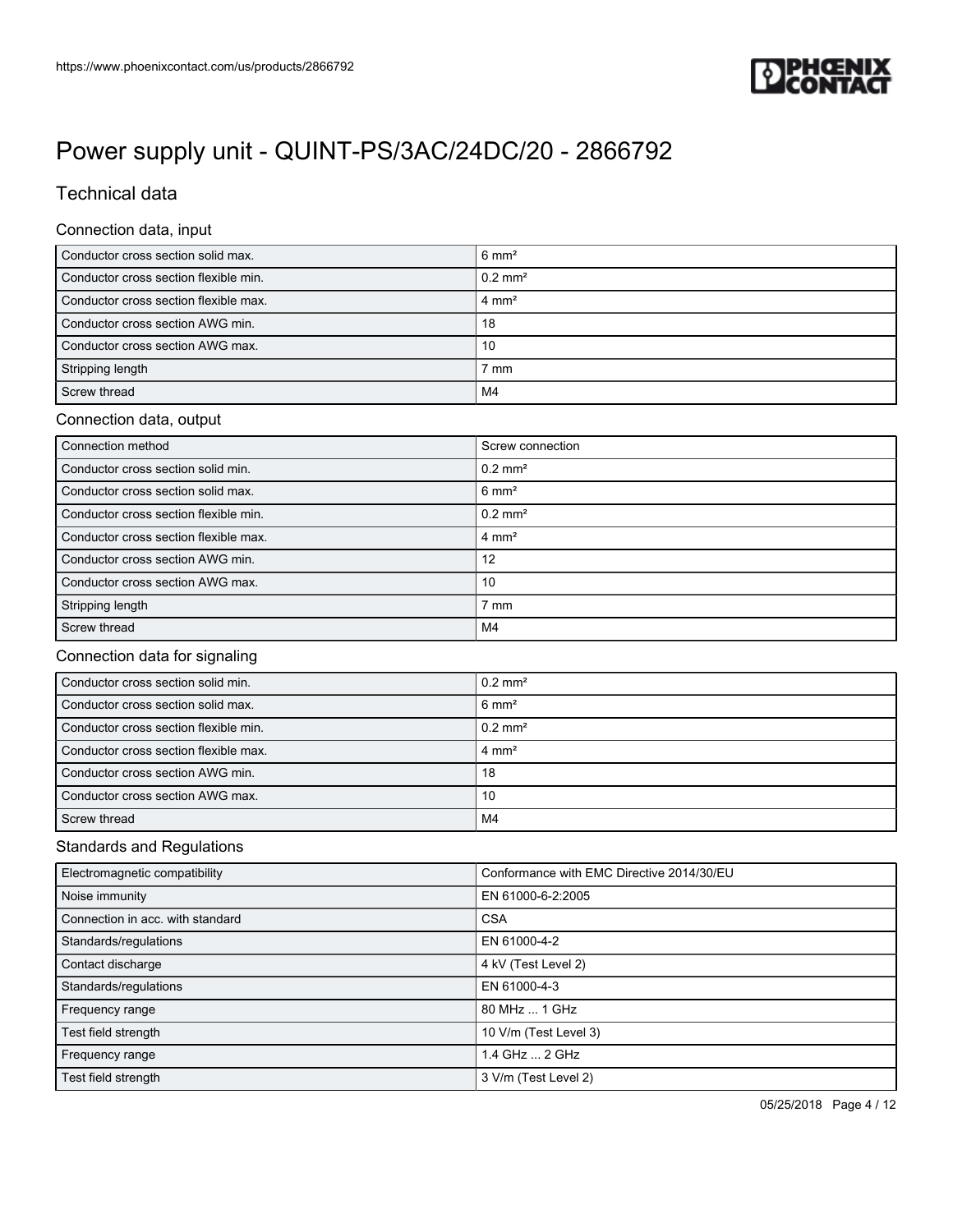# Power supply unit - QUINT-PS/3AC/24DC/20 - 2866792

## Technical data

### Connection data, input

| | |
|---|---|
| Conductor cross section solid max. | 6 mm² |
| Conductor cross section flexible min. | 0.2 mm² |
| Conductor cross section flexible max. | 4 mm² |
| Conductor cross section AWG min. | 18 |
| Conductor cross section AWG max. | 10 |
| Stripping length | 7 mm |
| Screw thread | M4 |

### Connection data, output

| | |
|---|---|
| Connection method | Screw connection |
| Conductor cross section solid min. | 0.2 mm² |
| Conductor cross section solid max. | 6 mm² |
| Conductor cross section flexible min. | 0.2 mm² |
| Conductor cross section flexible max. | 4 mm² |
| Conductor cross section AWG min. | 12 |
| Conductor cross section AWG max. | 10 |
| Stripping length | 7 mm |
| Screw thread | M4 |

### Connection data for signaling

| | |
|---|---|
| Conductor cross section solid min. | 0.2 mm² |
| Conductor cross section solid max. | 6 mm² |
| Conductor cross section flexible min. | 0.2 mm² |
| Conductor cross section flexible max. | 4 mm² |
| Conductor cross section AWG min. | 18 |
| Conductor cross section AWG max. | 10 |
| Screw thread | M4 |

### Standards and Regulations

| | |
|---|---|
| Electromagnetic compatibility | Conformance with EMC Directive 2014/30/EU |
| Noise immunity | EN 61000-6-2:2005 |
| Connection in acc. with standard | CSA |
| Standards/regulations | EN 61000-4-2 |
| Contact discharge | 4 kV (Test Level 2) |
| Standards/regulations | EN 61000-4-3 |
| Frequency range | 80 MHz ... 1 GHz |
| Test field strength | 10 V/m (Test Level 3) |
| Frequency range | 1.4 GHz ... 2 GHz |
| Test field strength | 3 V/m (Test Level 2) |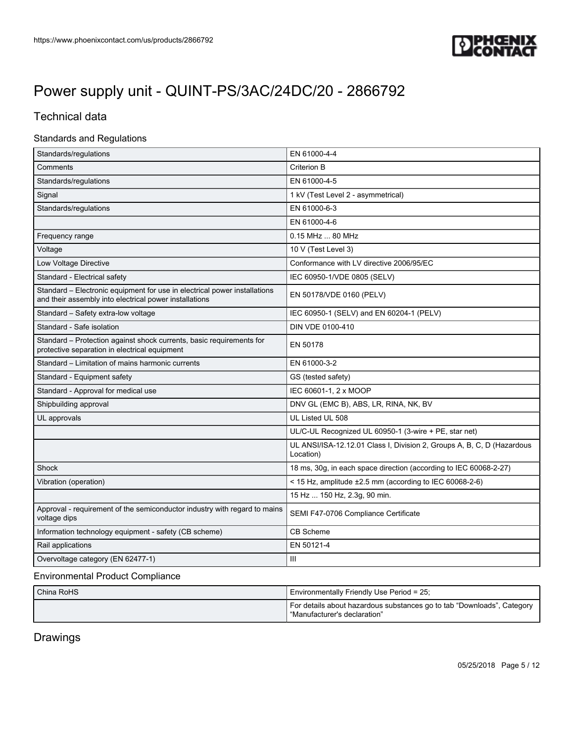# Power supply unit - QUINT-PS/3AC/24DC/20 - 2866792

## Technical data

### Standards and Regulations

| | |
|---|---|
| Standards/regulations | EN 61000-4-4 |
| Comments | Criterion B |
| Standards/regulations | EN 61000-4-5 |
| Signal | 1 kV (Test Level 2 - asymmetrical) |
| Standards/regulations | EN 61000-6-3 |
| | EN 61000-4-6 |
| Frequency range | 0.15 MHz ... 80 MHz |
| Voltage | 10 V (Test Level 3) |
| Low Voltage Directive | Conformance with LV directive 2006/95/EC |
| Standard - Electrical safety | IEC 60950-1/VDE 0805 (SELV) |
| Standard – Electronic equipment for use in electrical power installations and their assembly into electrical power installations | EN 50178/VDE 0160 (PELV) |
| Standard – Safety extra-low voltage | IEC 60950-1 (SELV) and EN 60204-1 (PELV) |
| Standard - Safe isolation | DIN VDE 0100-410 |
| Standard – Protection against shock currents, basic requirements for protective separation in electrical equipment | EN 50178 |
| Standard – Limitation of mains harmonic currents | EN 61000-3-2 |
| Standard - Equipment safety | GS (tested safety) |
| Standard - Approval for medical use | IEC 60601-1, 2 x MOOP |
| Shipbuilding approval | DNV GL (EMC B), ABS, LR, RINA, NK, BV |
| UL approvals | UL Listed UL 508 |
| | UL/C-UL Recognized UL 60950-1 (3-wire + PE, star net) |
| | UL ANSI/ISA-12.12.01 Class I, Division 2, Groups A, B, C, D (Hazardous Location) |
| Shock | 18 ms, 30g, in each space direction (according to IEC 60068-2-27) |
| Vibration (operation) | < 15 Hz, amplitude ±2.5 mm (according to IEC 60068-2-6) |
| | 15 Hz ... 150 Hz, 2.3g, 90 min. |
| Approval - requirement of the semiconductor industry with regard to mains voltage dips | SEMI F47-0706 Compliance Certificate |
| Information technology equipment - safety (CB scheme) | CB Scheme |
| Rail applications | EN 50121-4 |
| Overvoltage category (EN 62477-1) | III |

### Environmental Product Compliance

| | |
|---|---|
| China RoHS | Environmentally Friendly Use Period = 25; |
| | For details about hazardous substances go to tab “Downloads”, Category “Manufacturer's declaration” |

## Drawings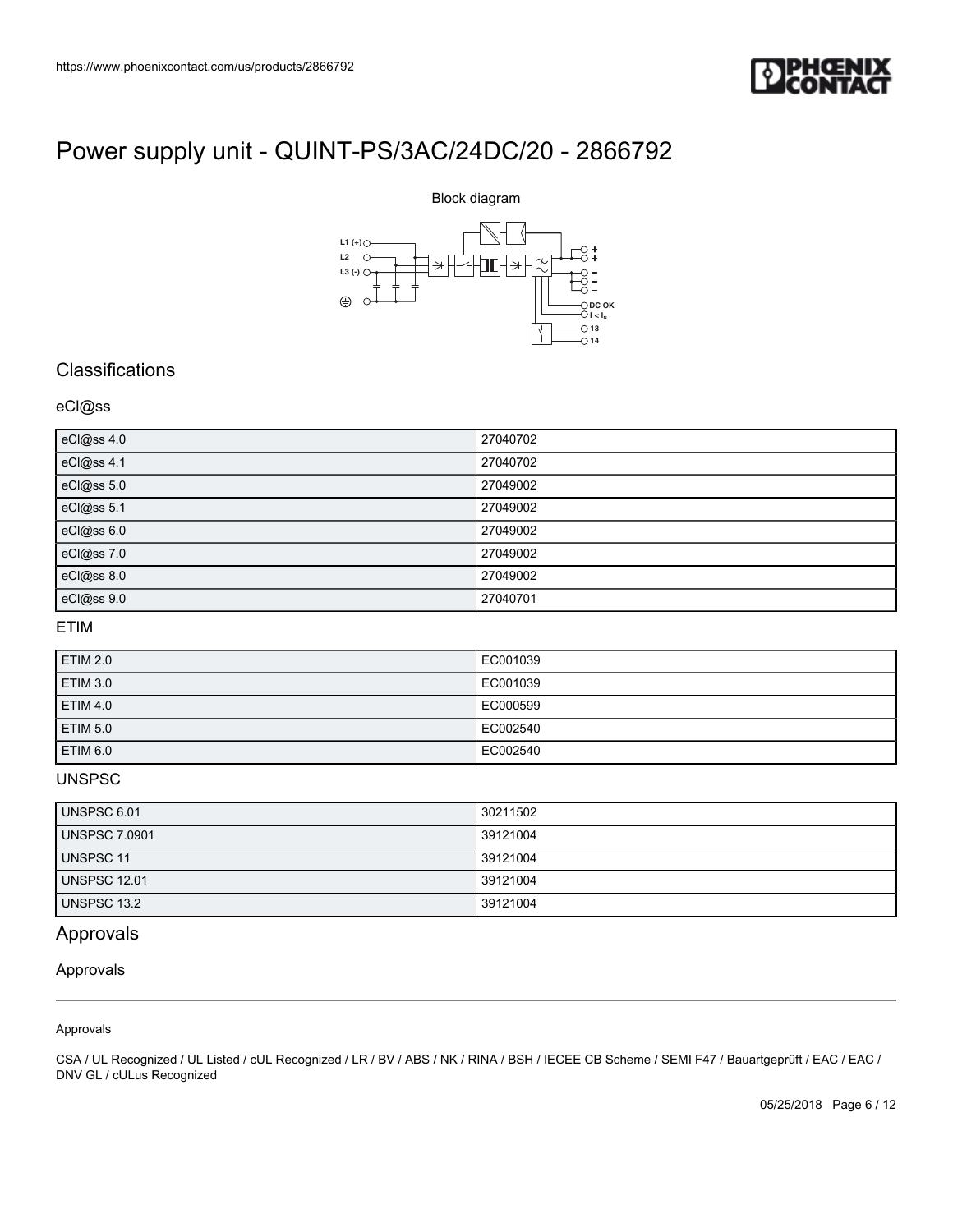# Power supply unit - QUINT-PS/3AC/24DC/20 - 2866792

Block diagram

## Classifications

### eCl@ss

| | |
|---|---|
| eCl@ss 4.0 | 27040702 |
| eCl@ss 4.1 | 27040702 |
| eCl@ss 5.0 | 27049002 |
| eCl@ss 5.1 | 27049002 |
| eCl@ss 6.0 | 27049002 |
| eCl@ss 7.0 | 27049002 |
| eCl@ss 8.0 | 27049002 |
| eCl@ss 9.0 | 27040701 |

### ETIM

| | |
|---|---|
| ETIM 2.0 | EC001039 |
| ETIM 3.0 | EC001039 |
| ETIM 4.0 | EC000599 |
| ETIM 5.0 | EC002540 |
| ETIM 6.0 | EC002540 |

### UNSPSC

| | |
|---|---|
| UNSPSC 6.01 | 30211502 |
| UNSPSC 7.0901 | 39121004 |
| UNSPSC 11 | 39121004 |
| UNSPSC 12.01 | 39121004 |
| UNSPSC 13.2 | 39121004 |

## Approvals

### Approvals

Approvals

CSA / UL Recognized / UL Listed / cUL Recognized / LR / BV / ABS / NK / RINA / BSH / IECEE CB Scheme / SEMI F47 / Bauartgeprüft / EAC / EAC / DNV GL / cULus Recognized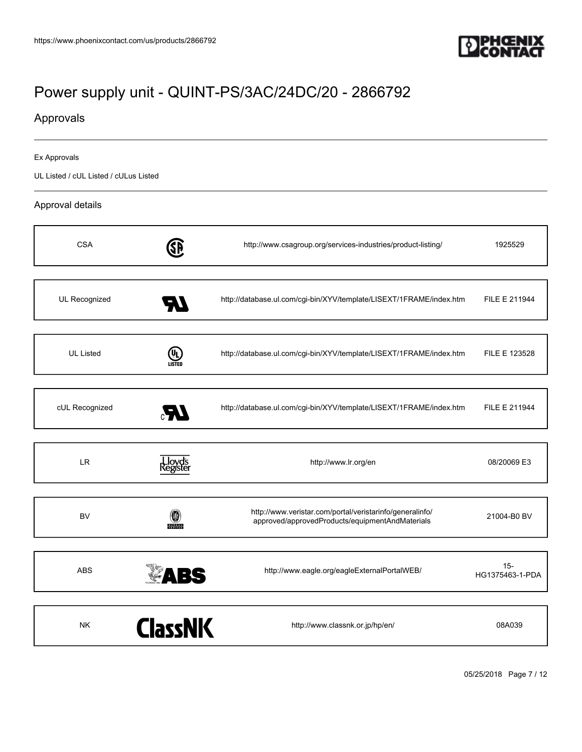# Power supply unit - QUINT-PS/3AC/24DC/20 - 2866792

## Approvals

Ex Approvals

UL Listed / cUL Listed / cULus Listed

### Approval details

| | | | |
|---|---|---|---|
| CSA | | http://www.csagroup.org/services-industries/product-listing/ | 1925529 |
| UL Recognized | | http://database.ul.com/cgi-bin/XYV/template/LISEXT/1FRAME/index.htm | FILE E 211944 |
| UL Listed | | http://database.ul.com/cgi-bin/XYV/template/LISEXT/1FRAME/index.htm | FILE E 123528 |
| cUL Recognized | | http://database.ul.com/cgi-bin/XYV/template/LISEXT/1FRAME/index.htm | FILE E 211944 |
| LR | | http://www.lr.org/en | 08/20069 E3 |
| BV | | http://www.veristar.com/portal/veristarinfo/generalinfo/approved/approvedProducts/equipmentAndMaterials | 21004-B0 BV |
| ABS | | http://www.eagle.org/eagleExternalPortalWEB/ | 15-HG1375463-1-PDA |
| NK | | http://www.classnk.or.jp/hp/en/ | 08A039 |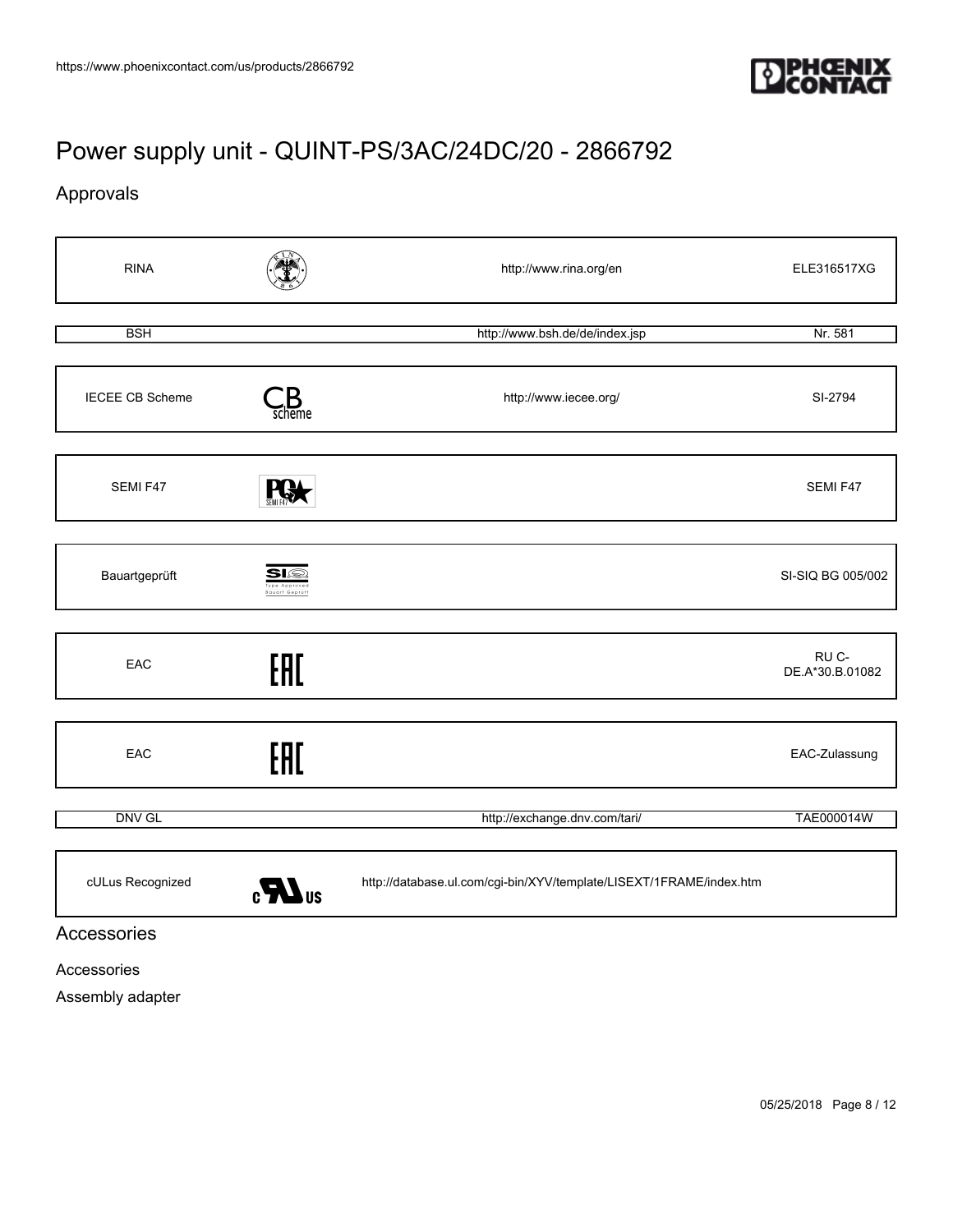# Power supply unit - QUINT-PS/3AC/24DC/20 - 2866792

## Approvals

| | | | |
|---|---|---|---|
| RINA | | http://www.rina.org/en | ELE316517XG |
| BSH | | http://www.bsh.de/de/index.jsp | Nr. 581 |
| IECEE CB Scheme | | http://www.iecee.org/ | SI-2794 |
| SEMI F47 | | | SEMI F47 |
| Bauartgeprüft | | | SI-SIQ BG 005/002 |
| EAC | | | RU C-DE.A*30.B.01082 |
| EAC | | | EAC-Zulassung |
| DNV GL | | http://exchange.dnv.com/tari/ | TAE000014W |
| cULus Recognized | | http://database.ul.com/cgi-bin/XYV/template/LISEXT/1FRAME/index.htm | |

## Accessories

Accessories

Assembly adapter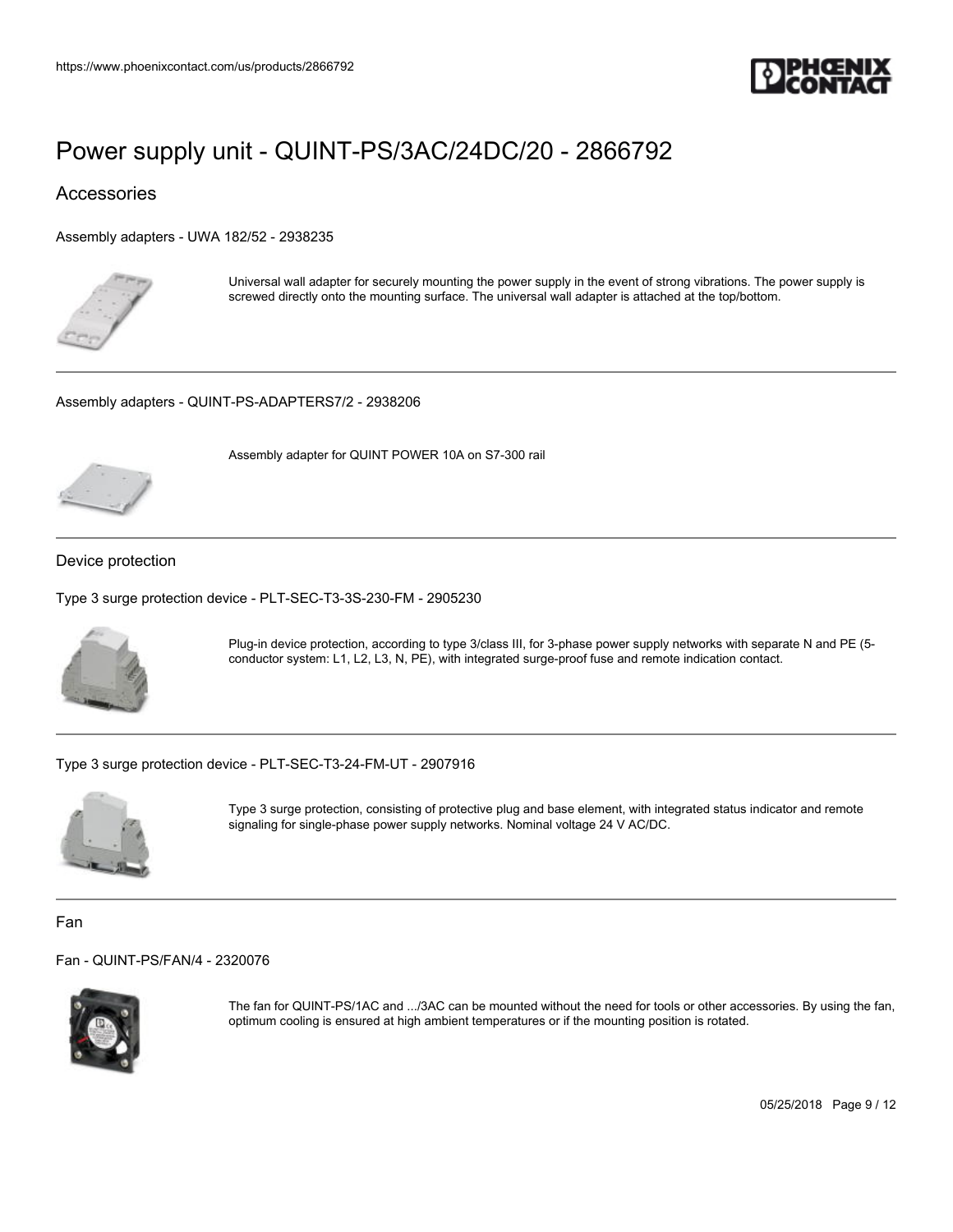# Power supply unit - QUINT-PS/3AC/24DC/20 - 2866792

## Accessories

Assembly adapters - UWA 182/52 - 2938235

Universal wall adapter for securely mounting the power supply in the event of strong vibrations. The power supply is screwed directly onto the mounting surface. The universal wall adapter is attached at the top/bottom.

---

Assembly adapters - QUINT-PS-ADAPTERS7/2 - 2938206

Assembly adapter for QUINT POWER 10A on S7-300 rail

---

### Device protection

Type 3 surge protection device - PLT-SEC-T3-3S-230-FM - 2905230

Plug-in device protection, according to type 3/class III, for 3-phase power supply networks with separate N and PE (5-conductor system: L1, L2, L3, N, PE), with integrated surge-proof fuse and remote indication contact.

---

Type 3 surge protection device - PLT-SEC-T3-24-FM-UT - 2907916

Type 3 surge protection, consisting of protective plug and base element, with integrated status indicator and remote signaling for single-phase power supply networks. Nominal voltage 24 V AC/DC.

---

### Fan

Fan - QUINT-PS/FAN/4 - 2320076

The fan for QUINT-PS/1AC and .../3AC can be mounted without the need for tools or other accessories. By using the fan, optimum cooling is ensured at high ambient temperatures or if the mounting position is rotated.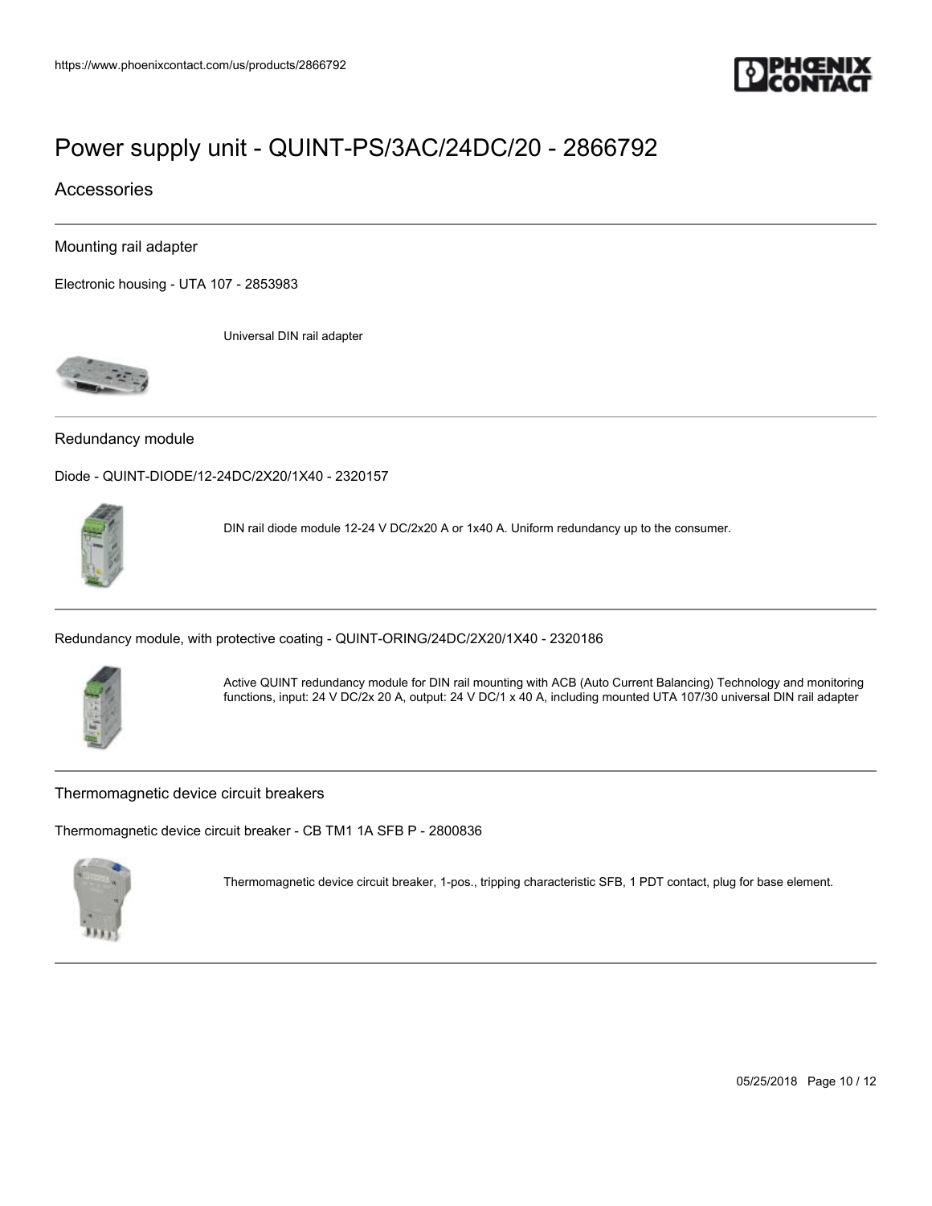# Power supply unit - QUINT-PS/3AC/24DC/20 - 2866792

## Accessories

### Mounting rail adapter

Electronic housing - UTA 107 - 2853983

Universal DIN rail adapter

### Redundancy module

Diode - QUINT-DIODE/12-24DC/2X20/1X40 - 2320157

DIN rail diode module 12-24 V DC/2x20 A or 1x40 A. Uniform redundancy up to the consumer.

Redundancy module, with protective coating - QUINT-ORING/24DC/2X20/1X40 - 2320186

Active QUINT redundancy module for DIN rail mounting with ACB (Auto Current Balancing) Technology and monitoring functions, input: 24 V DC/2x 20 A, output: 24 V DC/1 x 40 A, including mounted UTA 107/30 universal DIN rail adapter

### Thermomagnetic device circuit breakers

Thermomagnetic device circuit breaker - CB TM1 1A SFB P - 2800836

Thermomagnetic device circuit breaker, 1-pos., tripping characteristic SFB, 1 PDT contact, plug for base element.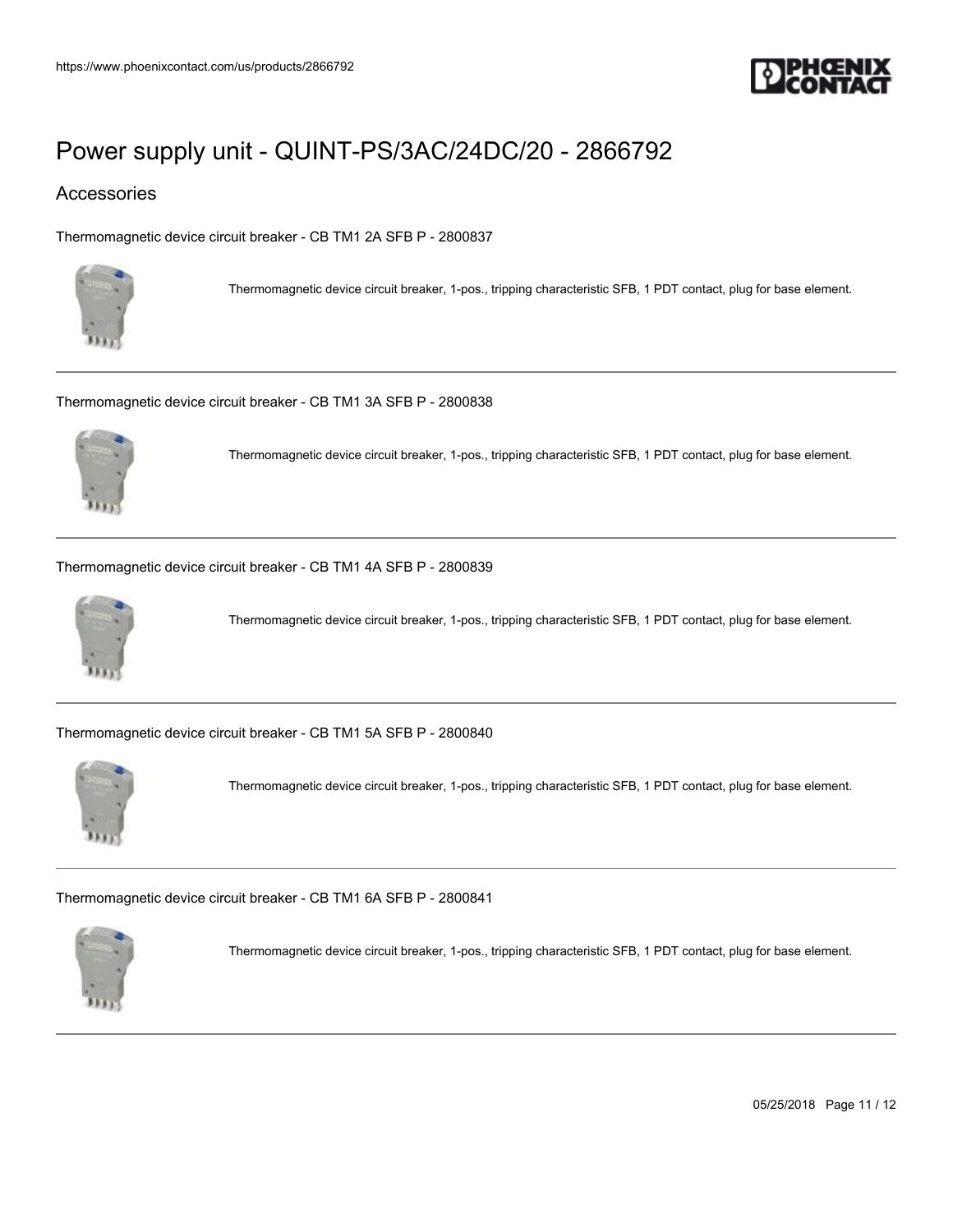# Power supply unit - QUINT-PS/3AC/24DC/20 - 2866792

## Accessories

Thermomagnetic device circuit breaker - CB TM1 2A SFB P - 2800837

Thermomagnetic device circuit breaker, 1-pos., tripping characteristic SFB, 1 PDT contact, plug for base element.

---

Thermomagnetic device circuit breaker - CB TM1 3A SFB P - 2800838

Thermomagnetic device circuit breaker, 1-pos., tripping characteristic SFB, 1 PDT contact, plug for base element.

---

Thermomagnetic device circuit breaker - CB TM1 4A SFB P - 2800839

Thermomagnetic device circuit breaker, 1-pos., tripping characteristic SFB, 1 PDT contact, plug for base element.

---

Thermomagnetic device circuit breaker - CB TM1 5A SFB P - 2800840

Thermomagnetic device circuit breaker, 1-pos., tripping characteristic SFB, 1 PDT contact, plug for base element.

---

Thermomagnetic device circuit breaker - CB TM1 6A SFB P - 2800841

Thermomagnetic device circuit breaker, 1-pos., tripping characteristic SFB, 1 PDT contact, plug for base element.

---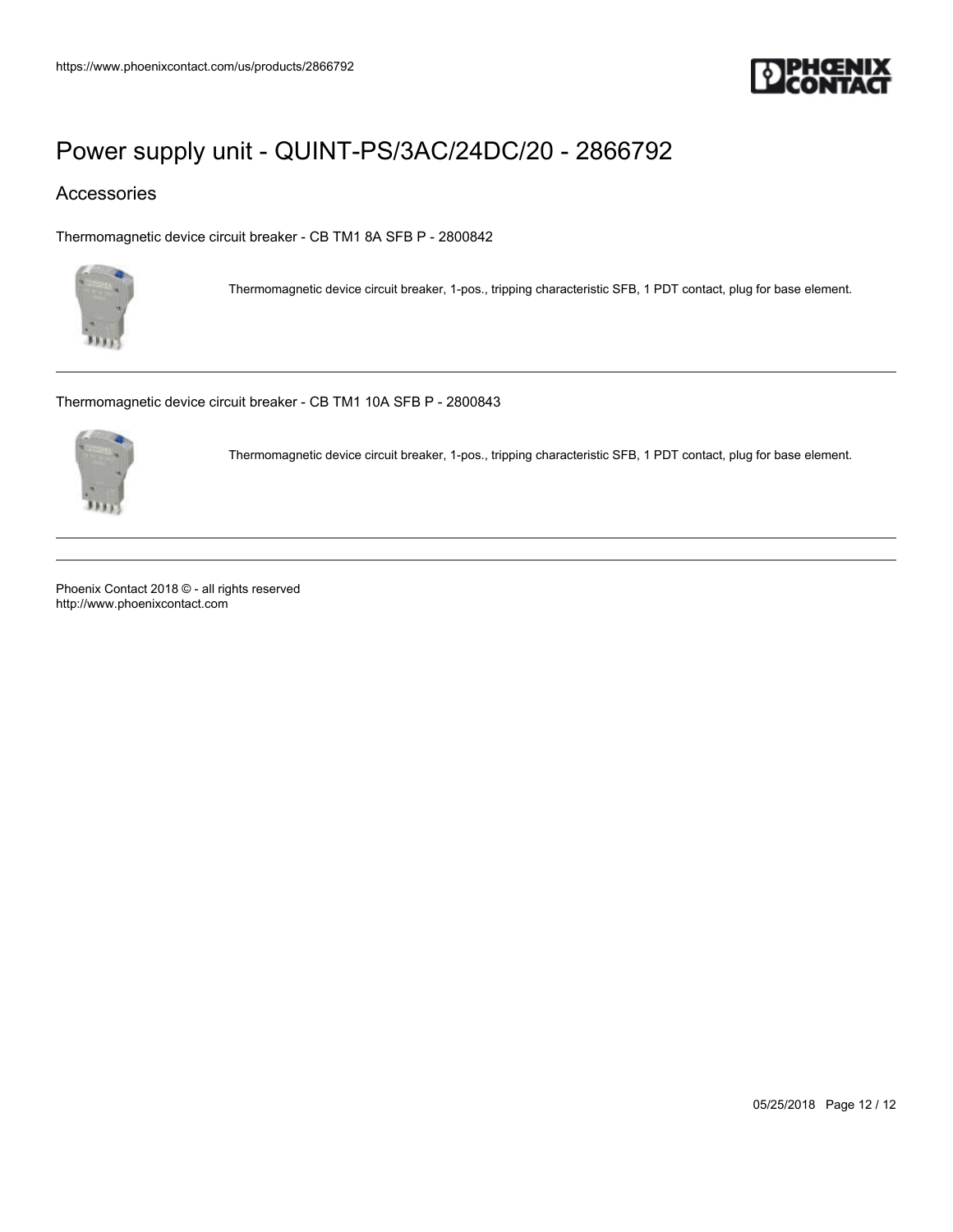# Power supply unit - QUINT-PS/3AC/24DC/20 - 2866792

## Accessories

Thermomagnetic device circuit breaker - CB TM1 8A SFB P - 2800842

Thermomagnetic device circuit breaker, 1-pos., tripping characteristic SFB, 1 PDT contact, plug for base element.

---

Thermomagnetic device circuit breaker - CB TM1 10A SFB P - 2800843

Thermomagnetic device circuit breaker, 1-pos., tripping characteristic SFB, 1 PDT contact, plug for base element.

---

Phoenix Contact 2018 © - all rights reserved
http://www.phoenixcontact.com